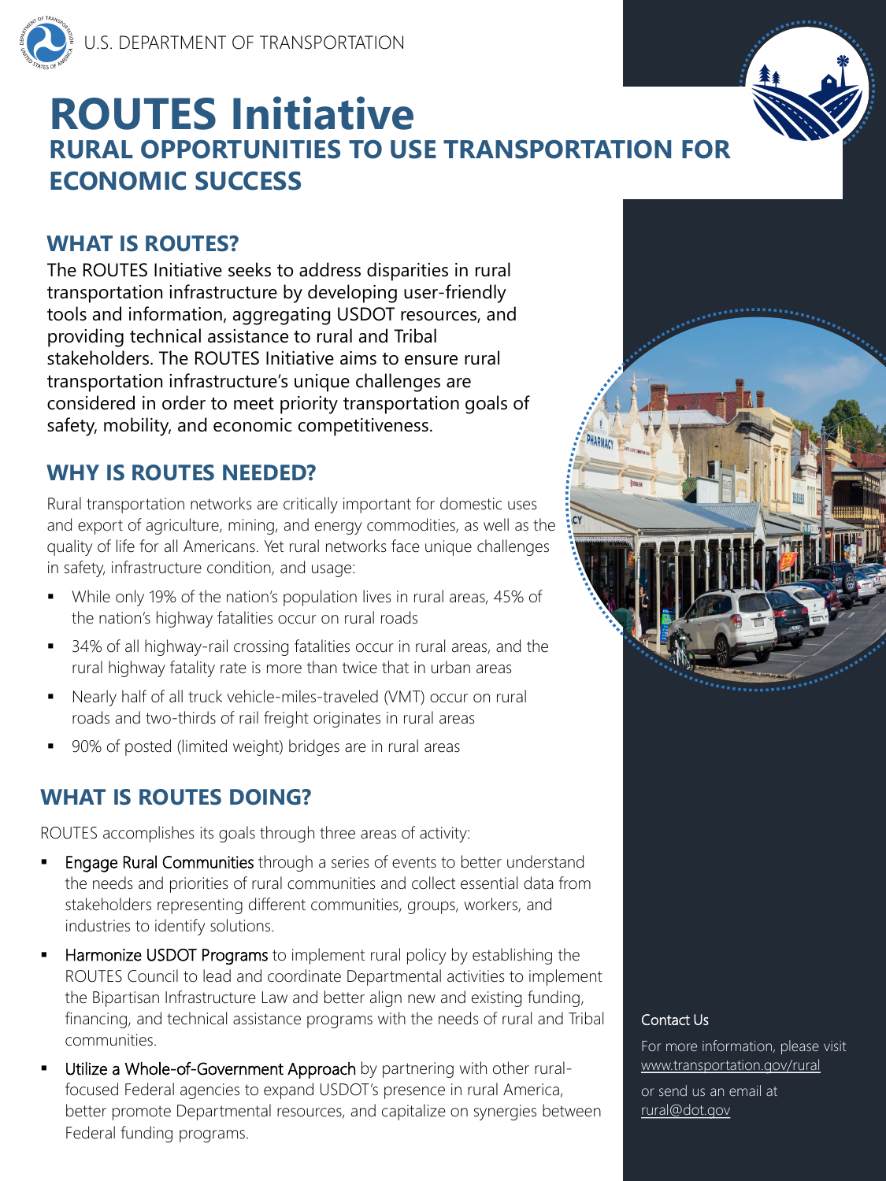U.S. DEPARTMENT OF TRANSPORTATION

# ROUTES Initiative

## RURAL OPPORTUNITIES TO USE TRANSPORTATION FOR ECONOMIC SUCCESS

## WHAT IS ROUTES?

The ROUTES Initiative seeks to address disparities in rural transportation infrastructure by developing user-friendly tools and information, aggregating USDOT resources, and providing technical assistance to rural and Tribal stakeholders. The ROUTES Initiative aims to ensure rural transportation infrastructure's unique challenges are considered in order to meet priority transportation goals of safety, mobility, and economic competitiveness.

## WHY IS ROUTES NEEDED?

Rural transportation networks are critically important for domestic uses and export of agriculture, mining, and energy commodities, as well as the quality of life for all Americans. Yet rural networks face unique challenges in safety, infrastructure condition, and usage:

- While only 19% of the nation's population lives in rural areas, 45% of the nation's highway fatalities occur on rural roads
- 34% of all highway-rail crossing fatalities occur in rural areas, and the rural highway fatality rate is more than twice that in urban areas
- Nearly half of all truck vehicle-miles-traveled (VMT) occur on rural roads and two-thirds of rail freight originates in rural areas
- 90% of posted (limited weight) bridges are in rural areas

## WHAT IS ROUTES DOING?

ROUTES accomplishes its goals through three areas of activity:

- Engage Rural Communities through a series of events to better understand the needs and priorities of rural communities and collect essential data from stakeholders representing different communities, groups, workers, and industries to identify solutions.
- Harmonize USDOT Programs to implement rural policy by establishing the ROUTES Council to lead and coordinate Departmental activities to implement the Bipartisan Infrastructure Law and better align new and existing funding, financing, and technical assistance programs with the needs of rural and Tribal communities.
- Utilize a Whole-of-Government Approach by partnering with other rural-focused Federal agencies to expand USDOT's presence in rural America, better promote Departmental resources, and capitalize on synergies between Federal funding programs.

Contact Us

For more information, please visit www.transportation.gov/rural

or send us an email at rural@dot.gov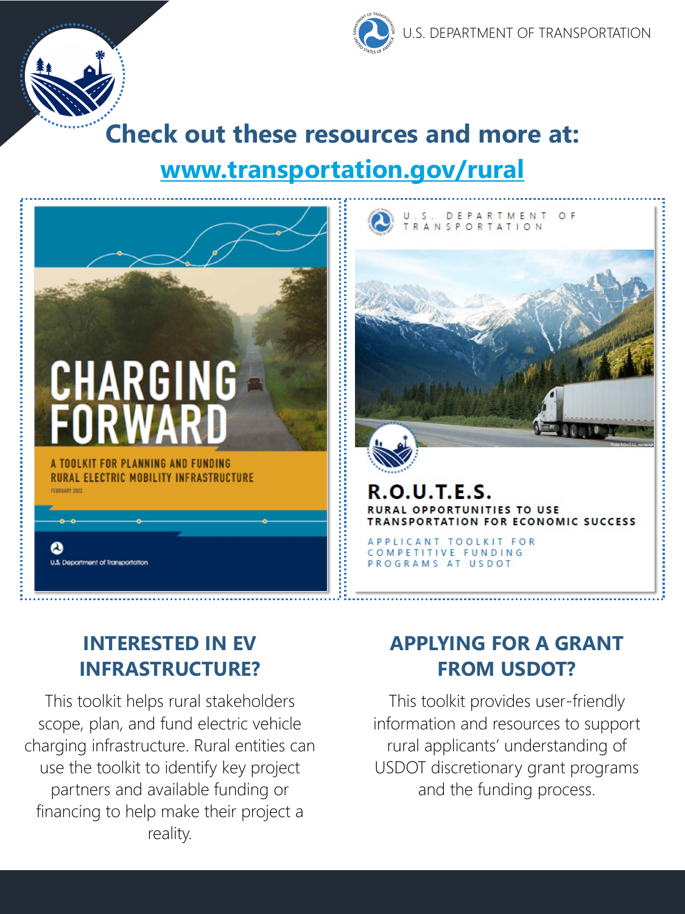U.S. DEPARTMENT OF TRANSPORTATION

## Check out these resources and more at:

**www.transportation.gov/rural**

CHARGING FORWARD

A TOOLKIT FOR PLANNING AND FUNDING RURAL ELECTRIC MOBILITY INFRASTRUCTURE

FEBRUARY 2022

U.S. Department of Transportation

U.S. DEPARTMENT OF TRANSPORTATION

R.O.U.T.E.S.

RURAL OPPORTUNITIES TO USE TRANSPORTATION FOR ECONOMIC SUCCESS

APPLICANT TOOLKIT FOR COMPETITIVE FUNDING PROGRAMS AT USDOT

### INTERESTED IN EV INFRASTRUCTURE?

This toolkit helps rural stakeholders scope, plan, and fund electric vehicle charging infrastructure. Rural entities can use the toolkit to identify key project partners and available funding or financing to help make their project a reality.

### APPLYING FOR A GRANT FROM USDOT?

This toolkit provides user-friendly information and resources to support rural applicants' understanding of USDOT discretionary grant programs and the funding process.